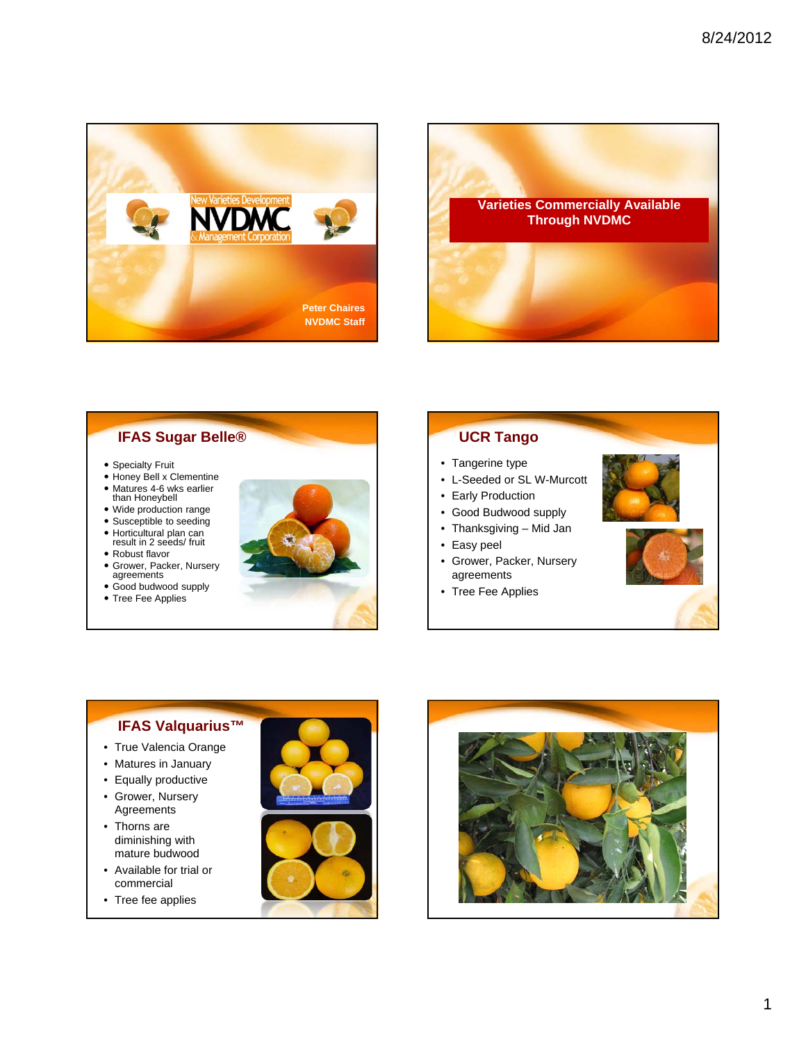New Varieties Development

NVDMC

& Management Corporation

Peter Chaires
NVDMC Staff

## Varieties Commercially Available Through NVDMC

## IFAS Sugar Belle®

- Specialty Fruit
- Honey Bell x Clementine
- Matures 4-6 wks earlier than Honeybell
- Wide production range
- Susceptible to seeding
- Horticultural plan can result in 2 seeds/ fruit
- Robust flavor
- Grower, Packer, Nursery agreements
- Good budwood supply
- Tree Fee Applies

## UCR Tango

- Tangerine type
- L-Seeded or SL W-Murcott
- Early Production
- Good Budwood supply
- Thanksgiving – Mid Jan
- Easy peel
- Grower, Packer, Nursery agreements
- Tree Fee Applies

## IFAS Valquarius™

- True Valencia Orange
- Matures in January
- Equally productive
- Grower, Nursery Agreements
- Thorns are diminishing with mature budwood
- Available for trial or commercial
- Tree fee applies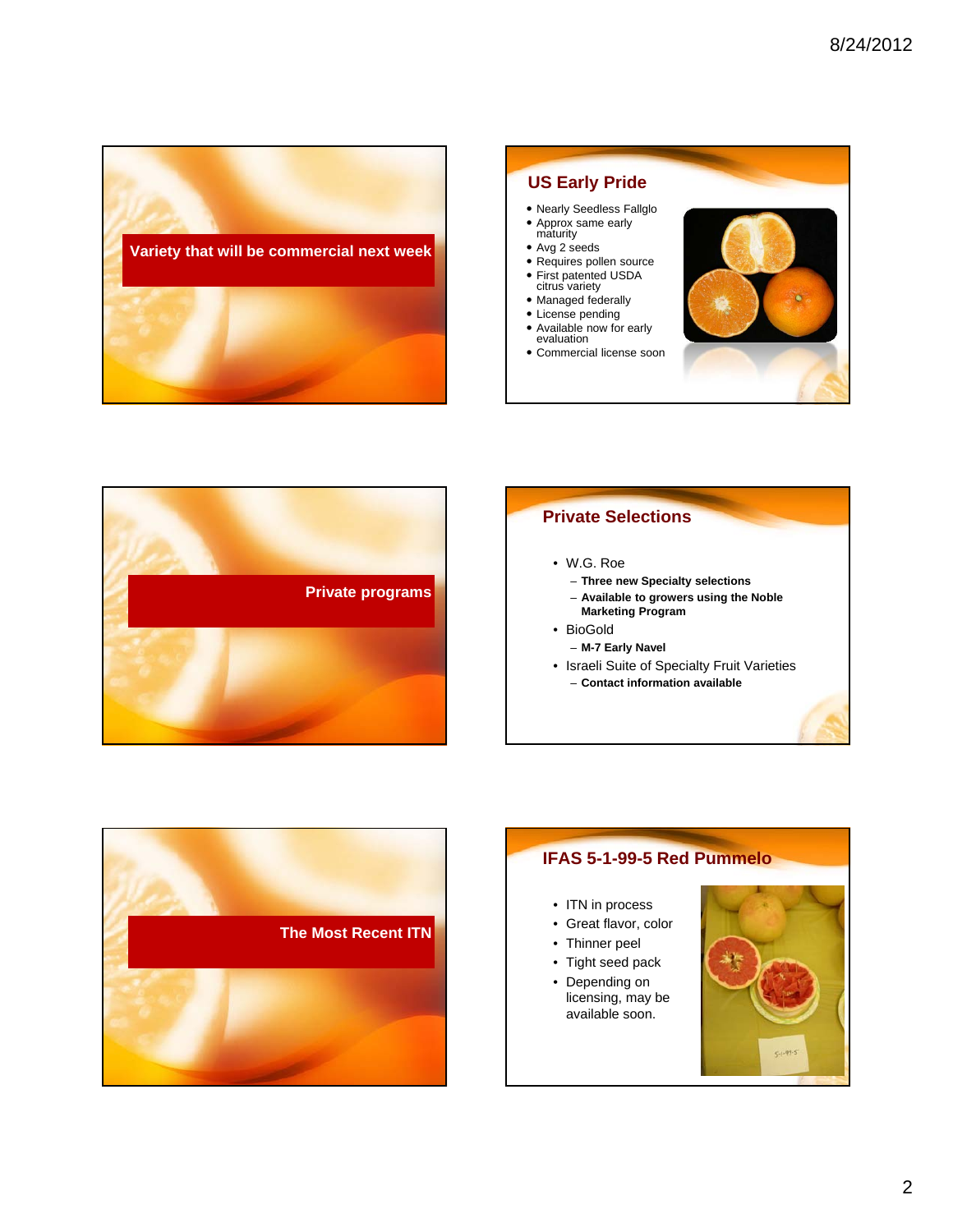## Variety that will be commercial next week

## US Early Pride

- Nearly Seedless Fallglo
- Approx same early maturity
- Avg 2 seeds
- Requires pollen source
- First patented USDA citrus variety
- Managed federally
- License pending
- Available now for early evaluation
- Commercial license soon

## Private programs

## Private Selections

- W.G. Roe
  - **Three new Specialty selections**
  - **Available to growers using the Noble Marketing Program**
- BioGold
  - **M-7 Early Navel**
- Israeli Suite of Specialty Fruit Varieties
  - **Contact information available**

## The Most Recent ITN

## IFAS 5-1-99-5 Red Pummelo

- ITN in process
- Great flavor, color
- Thinner peel
- Tight seed pack
- Depending on licensing, may be available soon.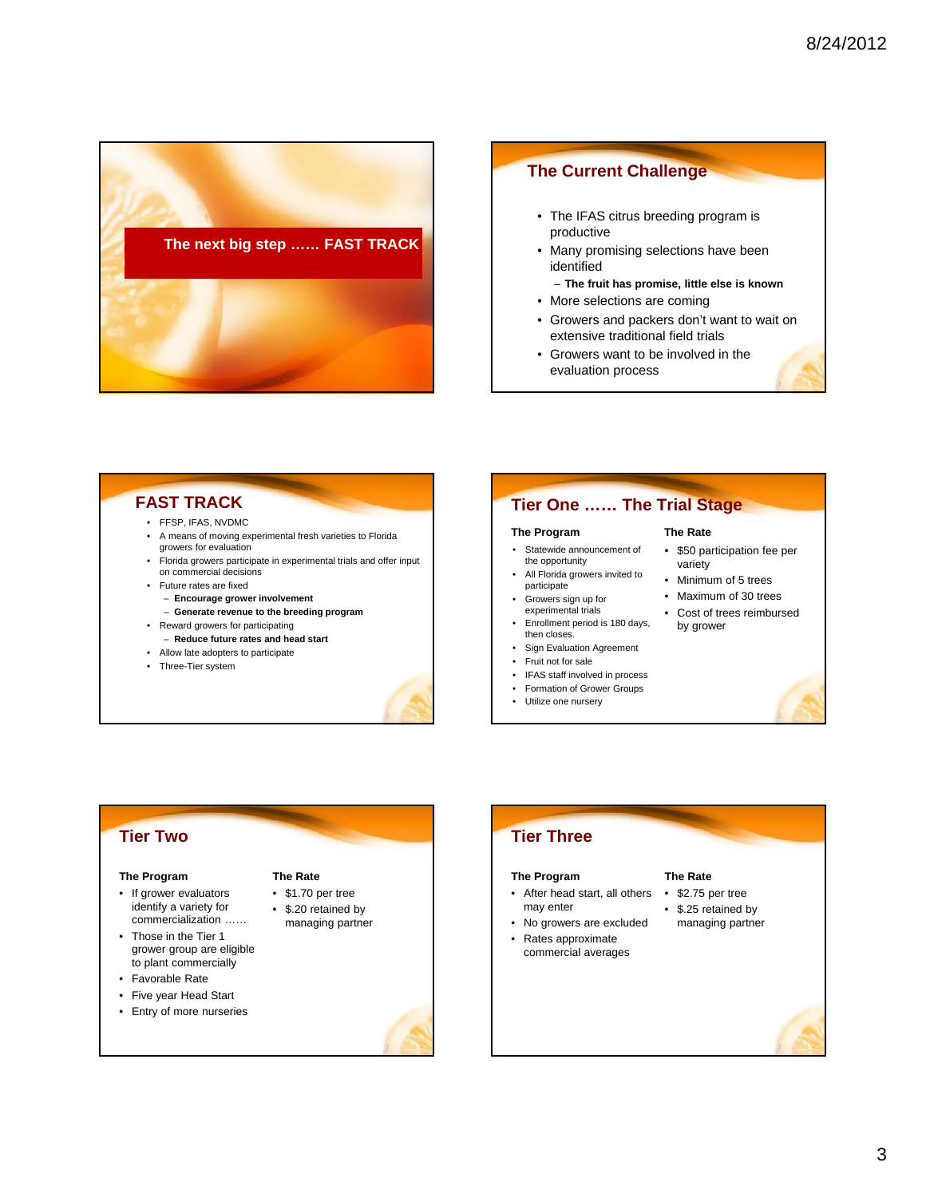## The next big step …… FAST TRACK

## The Current Challenge

- The IFAS citrus breeding program is productive
- Many promising selections have been identified
  - **The fruit has promise, little else is known**
- More selections are coming
- Growers and packers don't want to wait on extensive traditional field trials
- Growers want to be involved in the evaluation process

## FAST TRACK

- FFSP, IFAS, NVDMC
- A means of moving experimental fresh varieties to Florida growers for evaluation
- Florida growers participate in experimental trials and offer input on commercial decisions
- Future rates are fixed
  - **Encourage grower involvement**
  - **Generate revenue to the breeding program**
- Reward growers for participating
  - **Reduce future rates and head start**
- Allow late adopters to participate
- Three-Tier system

## Tier One …… The Trial Stage

**The Program**

- Statewide announcement of the opportunity
- All Florida growers invited to participate
- Growers sign up for experimental trials
- Enrollment period is 180 days, then closes.
- Sign Evaluation Agreement
- Fruit not for sale
- IFAS staff involved in process
- Formation of Grower Groups
- Utilize one nursery

**The Rate**

- $50 participation fee per variety
- Minimum of 5 trees
- Maximum of 30 trees
- Cost of trees reimbursed by grower

## Tier Two

**The Program**

- If grower evaluators identify a variety for commercialization ……
- Those in the Tier 1 grower group are eligible to plant commercially
- Favorable Rate
- Five year Head Start
- Entry of more nurseries

**The Rate**

- $1.70 per tree
- $.20 retained by managing partner

## Tier Three

**The Program**

- After head start, all others may enter
- No growers are excluded
- Rates approximate commercial averages

**The Rate**

- $2.75 per tree
- $.25 retained by managing partner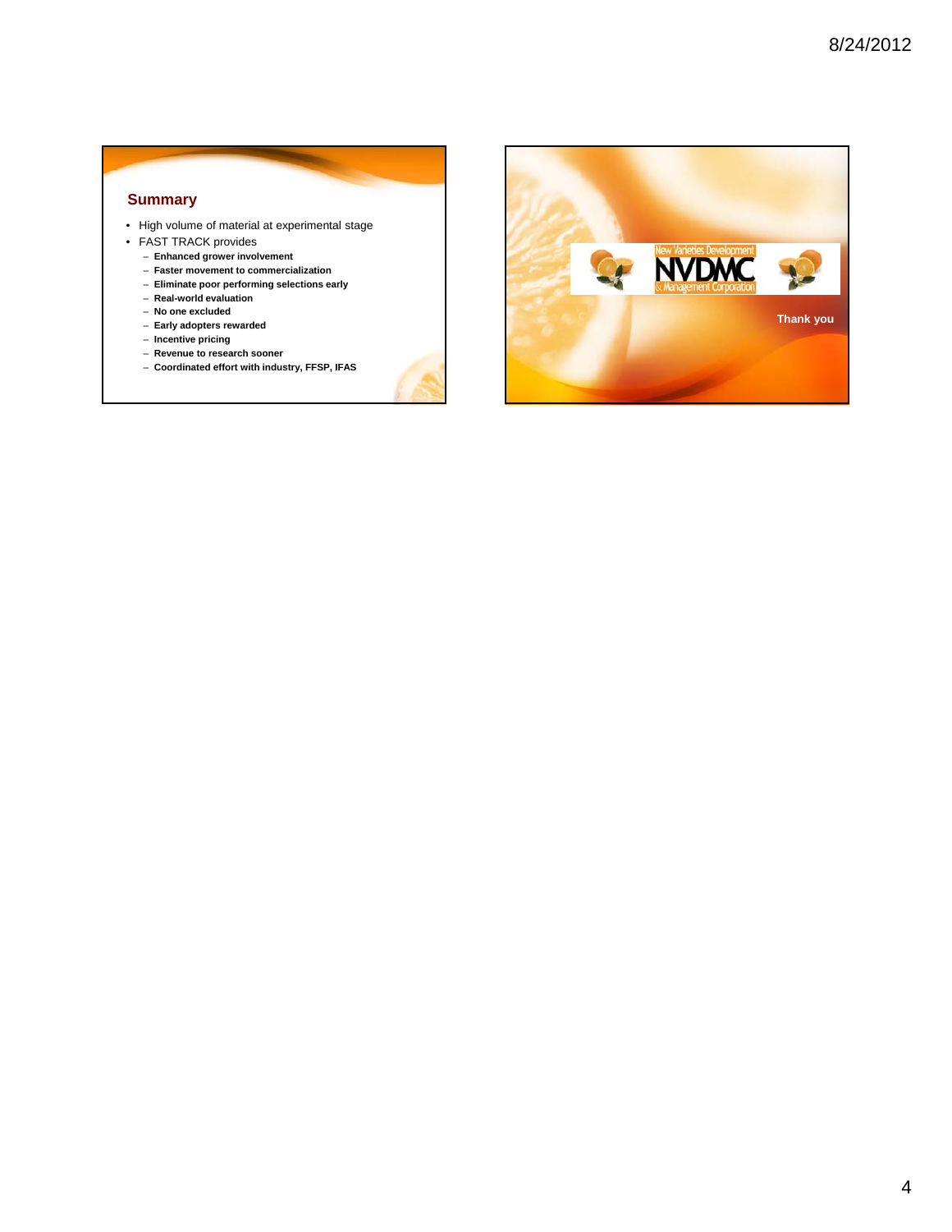## Summary

- High volume of material at experimental stage
- FAST TRACK provides
  - **Enhanced grower involvement**
  - **Faster movement to commercialization**
  - **Eliminate poor performing selections early**
  - **Real-world evaluation**
  - **No one excluded**
  - **Early adopters rewarded**
  - **Incentive pricing**
  - **Revenue to research sooner**
  - **Coordinated effort with industry, FFSP, IFAS**

New Varieties Development
NVDMC
& Management Corporation

**Thank you**